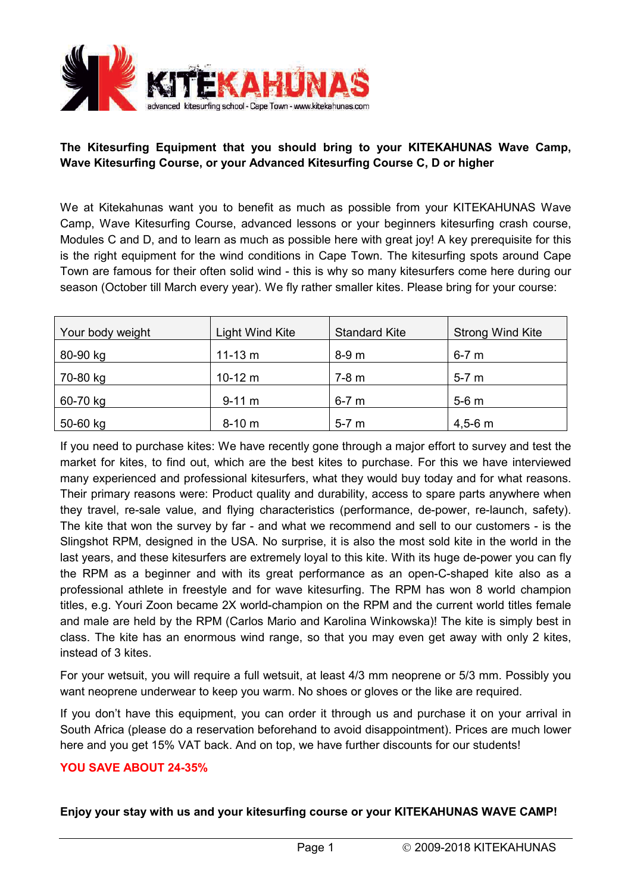KITEKAHUNAS

advanced kitesurfing school - Cape Town - www.kitekahunas.com

**The Kitesurfing Equipment that you should bring to your KITEKAHUNAS Wave Camp, Wave Kitesurfing Course, or your Advanced Kitesurfing Course C, D or higher**

We at Kitekahunas want you to benefit as much as possible from your KITEKAHUNAS Wave Camp, Wave Kitesurfing Course, advanced lessons or your beginners kitesurfing crash course, Modules C and D, and to learn as much as possible here with great joy! A key prerequisite for this is the right equipment for the wind conditions in Cape Town. The kitesurfing spots around Cape Town are famous for their often solid wind - this is why so many kitesurfers come here during our season (October till March every year). We fly rather smaller kites. Please bring for your course:

| Your body weight | Light Wind Kite | Standard Kite | Strong Wind Kite |
|---|---|---|---|
| 80-90 kg | 11-13 m | 8-9 m | 6-7 m |
| 70-80 kg | 10-12 m | 7-8 m | 5-7 m |
| 60-70 kg | 9-11 m | 6-7 m | 5-6 m |
| 50-60 kg | 8-10 m | 5-7 m | 4,5-6 m |

If you need to purchase kites: We have recently gone through a major effort to survey and test the market for kites, to find out, which are the best kites to purchase. For this we have interviewed many experienced and professional kitesurfers, what they would buy today and for what reasons. Their primary reasons were: Product quality and durability, access to spare parts anywhere when they travel, re-sale value, and flying characteristics (performance, de-power, re-launch, safety). The kite that won the survey by far - and what we recommend and sell to our customers - is the Slingshot RPM, designed in the USA. No surprise, it is also the most sold kite in the world in the last years, and these kitesurfers are extremely loyal to this kite. With its huge de-power you can fly the RPM as a beginner and with its great performance as an open-C-shaped kite also as a professional athlete in freestyle and for wave kitesurfing. The RPM has won 8 world champion titles, e.g. Youri Zoon became 2X world-champion on the RPM and the current world titles female and male are held by the RPM (Carlos Mario and Karolina Winkowska)! The kite is simply best in class. The kite has an enormous wind range, so that you may even get away with only 2 kites, instead of 3 kites.

For your wetsuit, you will require a full wetsuit, at least 4/3 mm neoprene or 5/3 mm. Possibly you want neoprene underwear to keep you warm. No shoes or gloves or the like are required.

If you don't have this equipment, you can order it through us and purchase it on your arrival in South Africa (please do a reservation beforehand to avoid disappointment). Prices are much lower here and you get 15% VAT back. And on top, we have further discounts for our students!

**YOU SAVE ABOUT 24-35%**

**Enjoy your stay with us and your kitesurfing course or your KITEKAHUNAS WAVE CAMP!**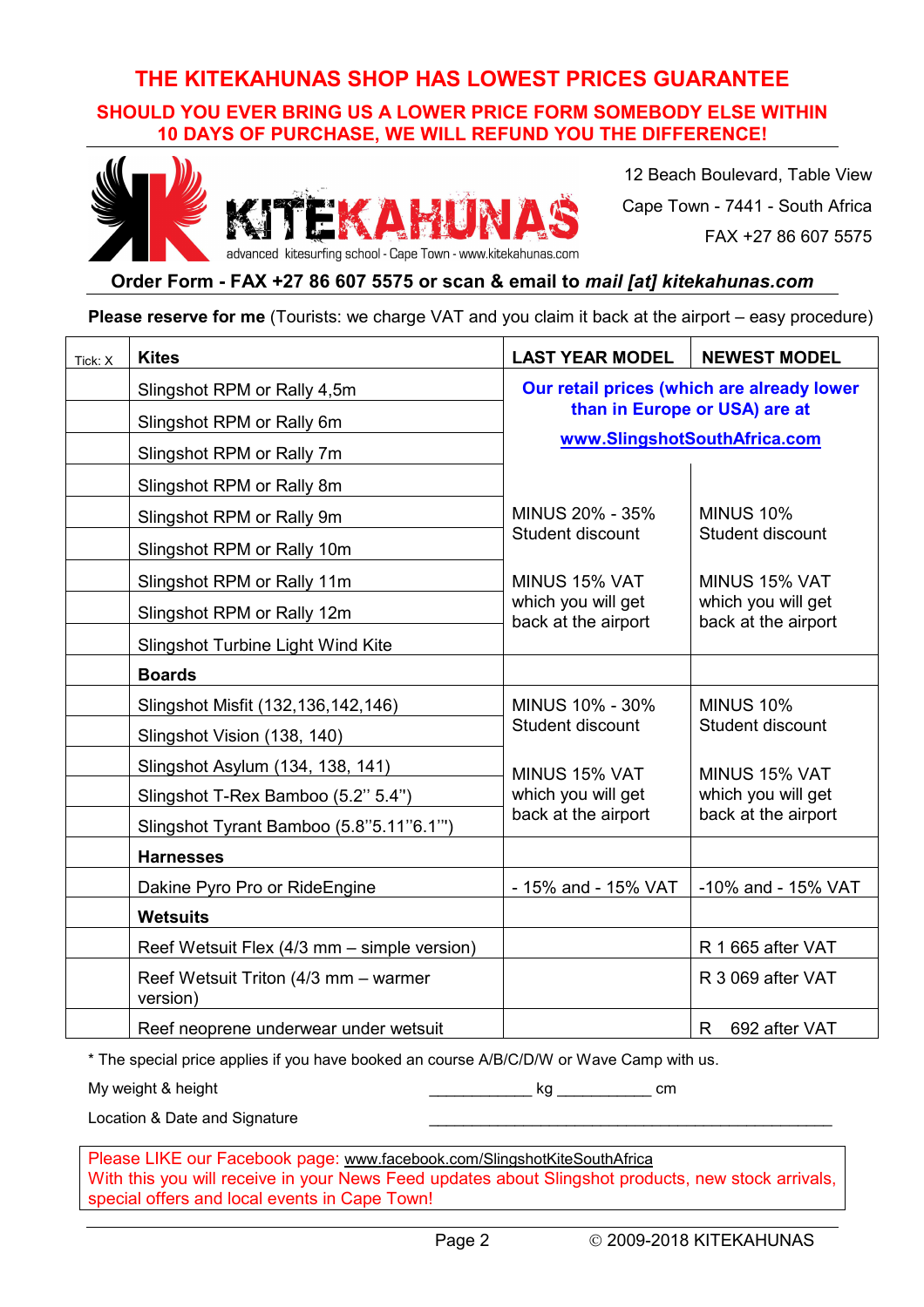# THE KITEKAHUNAS SHOP HAS LOWEST PRICES GUARANTEE

## SHOULD YOU EVER BRING US A LOWER PRICE FORM SOMEBODY ELSE WITHIN 10 DAYS OF PURCHASE, WE WILL REFUND YOU THE DIFFERENCE!

KITEKAHUNAS
advanced kitesurfing school - Cape Town - www.kitekahunas.com

12 Beach Boulevard, Table View
Cape Town - 7441 - South Africa
FAX +27 86 607 5575

**Order Form - FAX +27 86 607 5575 or scan & email to *mail [at] kitekahunas.com***

**Please reserve for me** (Tourists: we charge VAT and you claim it back at the airport – easy procedure)

| Tick: X | Kites | LAST YEAR MODEL | NEWEST MODEL |
|---|---|---|---|
| | Slingshot RPM or Rally 4,5m | **Our retail prices (which are already lower than in Europe or USA) are at www.SlingshotSouthAfrica.com** | |
| | Slingshot RPM or Rally 6m | | |
| | Slingshot RPM or Rally 7m | | |
| | Slingshot RPM or Rally 8m | | |
| | Slingshot RPM or Rally 9m | MINUS 20% - 35% Student discount | MINUS 10% Student discount |
| | Slingshot RPM or Rally 10m | | |
| | Slingshot RPM or Rally 11m | MINUS 15% VAT which you will get back at the airport | MINUS 15% VAT which you will get back at the airport |
| | Slingshot RPM or Rally 12m | | |
| | Slingshot Turbine Light Wind Kite | | |
| | **Boards** | | |
| | Slingshot Misfit (132,136,142,146) | MINUS 10% - 30% Student discount | MINUS 10% Student discount |
| | Slingshot Vision (138, 140) | | |
| | Slingshot Asylum (134, 138, 141) | MINUS 15% VAT which you will get back at the airport | MINUS 15% VAT which you will get back at the airport |
| | Slingshot T-Rex Bamboo (5.2'' 5.4'') | | |
| | Slingshot Tyrant Bamboo (5.8''5.11''6.1''') | | |
| | **Harnesses** | | |
| | Dakine Pyro Pro or RideEngine | - 15% and - 15% VAT | -10% and - 15% VAT |
| | **Wetsuits** | | |
| | Reef Wetsuit Flex (4/3 mm – simple version) | | R 1 665 after VAT |
| | Reef Wetsuit Triton (4/3 mm – warmer version) | | R 3 069 after VAT |
| | Reef neoprene underwear under wetsuit | | R 692 after VAT |

\* The special price applies if you have booked an course A/B/C/D/W or Wave Camp with us.

My weight & height ____________ kg ___________ cm

Location & Date and Signature ______________________________________________

Please LIKE our Facebook page: www.facebook.com/SlingshotKiteSouthAfrica
With this you will receive in your News Feed updates about Slingshot products, new stock arrivals, special offers and local events in Cape Town!

© 2009-2018 KITEKAHUNAS